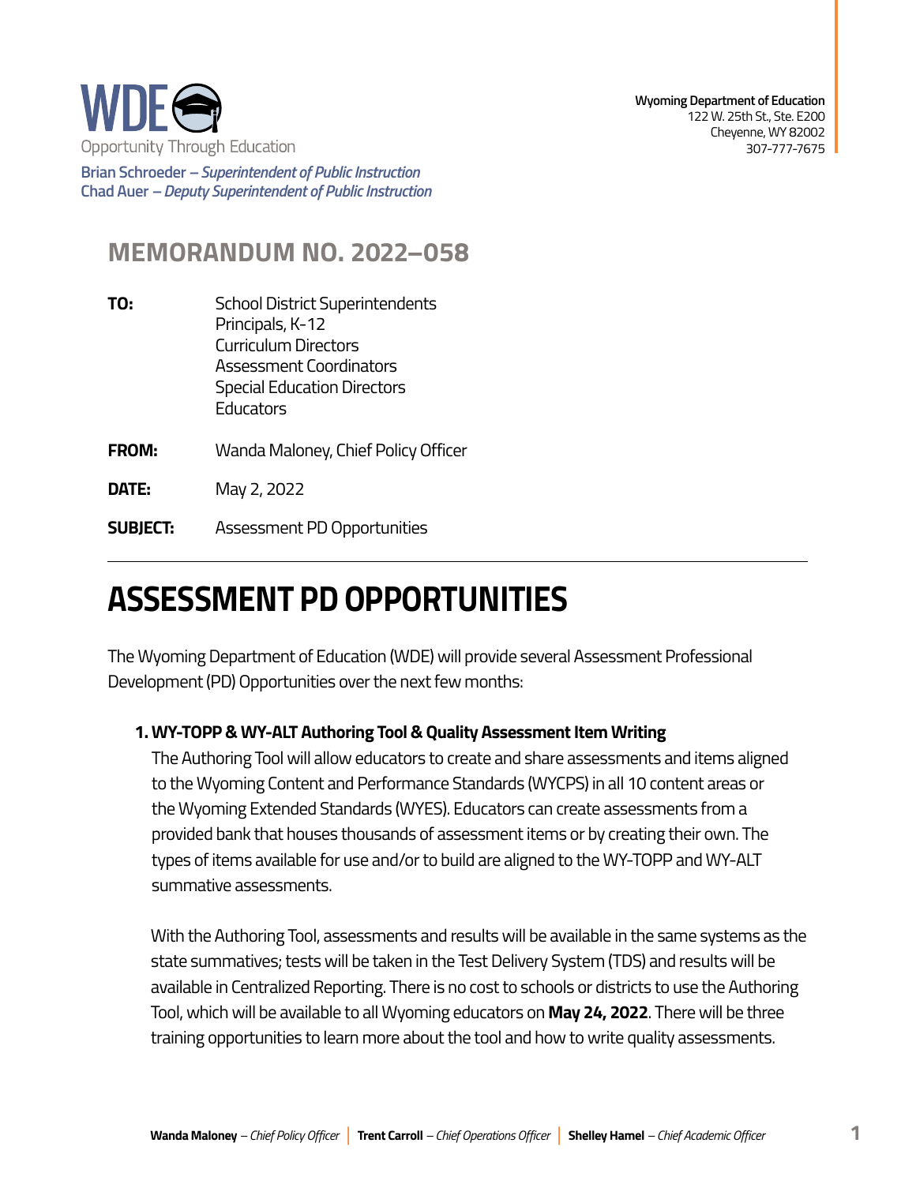Wyoming Department of Education
122 W. 25th St., Ste. E200
Cheyenne, WY 82002
307-777-7675

WDE
Opportunity Through Education

**Brian Schroeder** – *Superintendent of Public Instruction*
**Chad Auer** – *Deputy Superintendent of Public Instruction*

## MEMORANDUM NO. 2022–058

**TO:** School District Superintendents
Principals, K-12
Curriculum Directors
Assessment Coordinators
Special Education Directors
Educators

**FROM:** Wanda Maloney, Chief Policy Officer

**DATE:** May 2, 2022

**SUBJECT:** Assessment PD Opportunities

---

# ASSESSMENT PD OPPORTUNITIES

The Wyoming Department of Education (WDE) will provide several Assessment Professional Development (PD) Opportunities over the next few months:

1. **WY-TOPP & WY-ALT Authoring Tool & Quality Assessment Item Writing**

   The Authoring Tool will allow educators to create and share assessments and items aligned to the Wyoming Content and Performance Standards (WYCPS) in all 10 content areas or the Wyoming Extended Standards (WYES). Educators can create assessments from a provided bank that houses thousands of assessment items or by creating their own. The types of items available for use and/or to build are aligned to the WY-TOPP and WY-ALT summative assessments.

   With the Authoring Tool, assessments and results will be available in the same systems as the state summatives; tests will be taken in the Test Delivery System (TDS) and results will be available in Centralized Reporting. There is no cost to schools or districts to use the Authoring Tool, which will be available to all Wyoming educators on **May 24, 2022**. There will be three training opportunities to learn more about the tool and how to write quality assessments.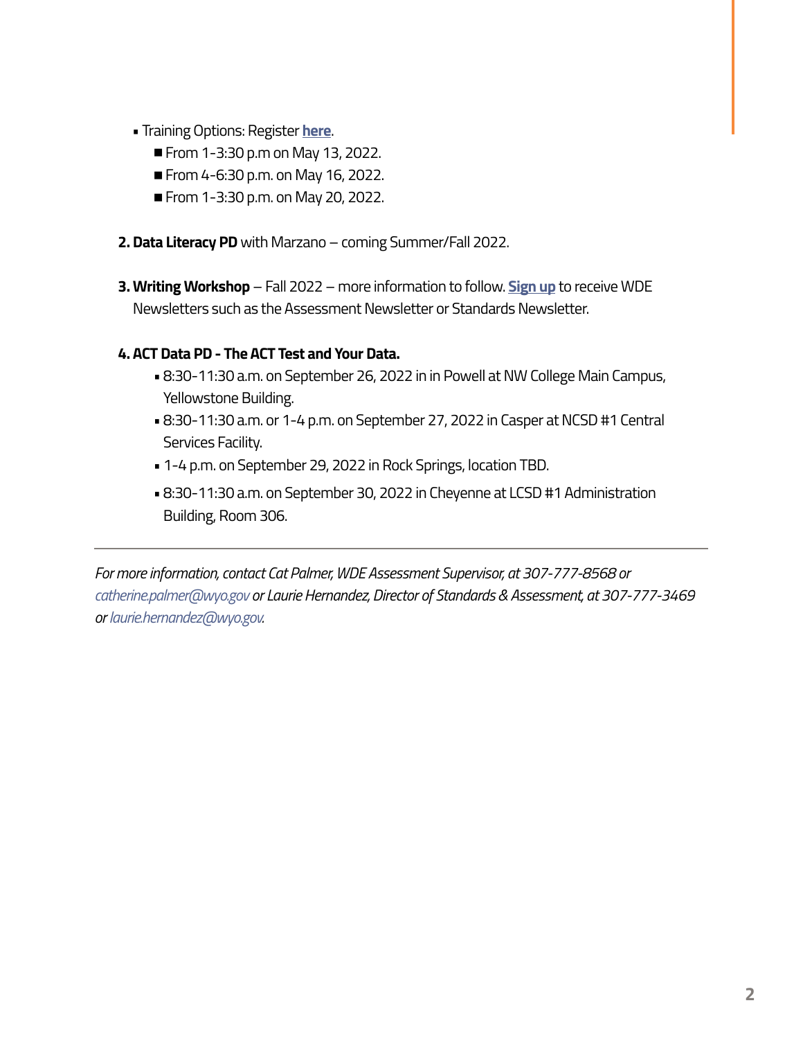- Training Options: Register **here**.
  - From 1-3:30 p.m on May 13, 2022.
  - From 4-6:30 p.m. on May 16, 2022.
  - From 1-3:30 p.m. on May 20, 2022.

**2. Data Literacy PD** with Marzano – coming Summer/Fall 2022.

**3. Writing Workshop** – Fall 2022 – more information to follow. **Sign up** to receive WDE Newsletters such as the Assessment Newsletter or Standards Newsletter.

**4. ACT Data PD - The ACT Test and Your Data.**

- 8:30-11:30 a.m. on September 26, 2022 in in Powell at NW College Main Campus, Yellowstone Building.
- 8:30-11:30 a.m. or 1-4 p.m. on September 27, 2022 in Casper at NCSD #1 Central Services Facility.
- 1-4 p.m. on September 29, 2022 in Rock Springs, location TBD.
- 8:30-11:30 a.m. on September 30, 2022 in Cheyenne at LCSD #1 Administration Building, Room 306.

---

*For more information, contact Cat Palmer, WDE Assessment Supervisor, at 307-777-8568 or catherine.palmer@wyo.gov or Laurie Hernandez, Director of Standards & Assessment, at 307-777-3469 or laurie.hernandez@wyo.gov.*